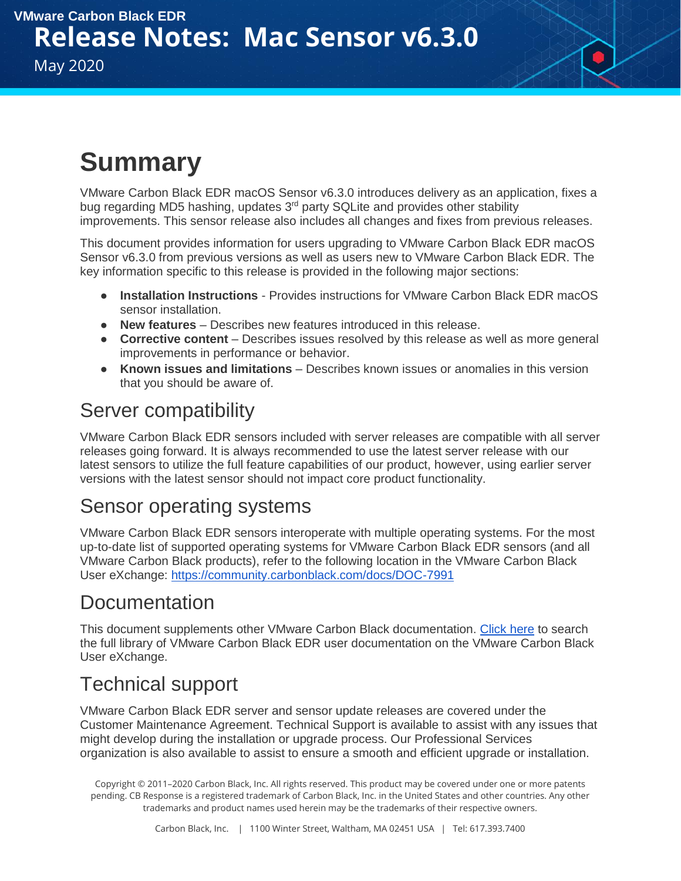VMware Carbon Black EDR

# Release Notes: Mac Sensor v6.3.0

May 2020

# Summary

VMware Carbon Black EDR macOS Sensor v6.3.0 introduces delivery as an application, fixes a bug regarding MD5 hashing, updates 3rd party SQLite and provides other stability improvements. This sensor release also includes all changes and fixes from previous releases.

This document provides information for users upgrading to VMware Carbon Black EDR macOS Sensor v6.3.0 from previous versions as well as users new to VMware Carbon Black EDR. The key information specific to this release is provided in the following major sections:

- **Installation Instructions** - Provides instructions for VMware Carbon Black EDR macOS sensor installation.
- **New features** – Describes new features introduced in this release.
- **Corrective content** – Describes issues resolved by this release as well as more general improvements in performance or behavior.
- **Known issues and limitations** – Describes known issues or anomalies in this version that you should be aware of.

## Server compatibility

VMware Carbon Black EDR sensors included with server releases are compatible with all server releases going forward. It is always recommended to use the latest server release with our latest sensors to utilize the full feature capabilities of our product, however, using earlier server versions with the latest sensor should not impact core product functionality.

## Sensor operating systems

VMware Carbon Black EDR sensors interoperate with multiple operating systems. For the most up-to-date list of supported operating systems for VMware Carbon Black EDR sensors (and all VMware Carbon Black products), refer to the following location in the VMware Carbon Black User eXchange: https://community.carbonblack.com/docs/DOC-7991

## Documentation

This document supplements other VMware Carbon Black documentation. Click here to search the full library of VMware Carbon Black EDR user documentation on the VMware Carbon Black User eXchange.

## Technical support

VMware Carbon Black EDR server and sensor update releases are covered under the Customer Maintenance Agreement. Technical Support is available to assist with any issues that might develop during the installation or upgrade process. Our Professional Services organization is also available to assist to ensure a smooth and efficient upgrade or installation.

Copyright © 2011–2020 Carbon Black, Inc. All rights reserved. This product may be covered under one or more patents pending. CB Response is a registered trademark of Carbon Black, Inc. in the United States and other countries. Any other trademarks and product names used herein may be the trademarks of their respective owners.

Carbon Black, Inc. | 1100 Winter Street, Waltham, MA 02451 USA | Tel: 617.393.7400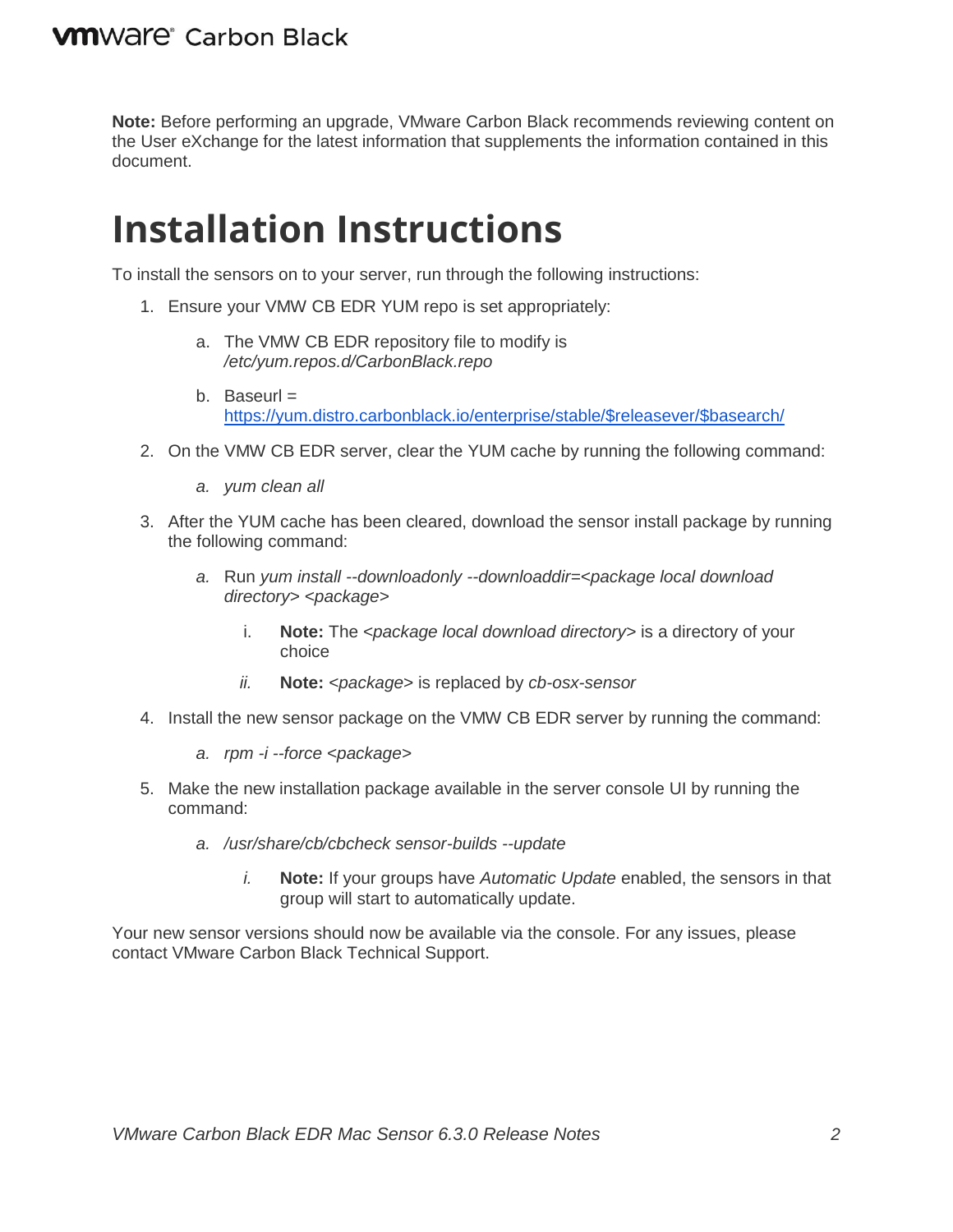**Note:** Before performing an upgrade, VMware Carbon Black recommends reviewing content on the User eXchange for the latest information that supplements the information contained in this document.

# Installation Instructions

To install the sensors on to your server, run through the following instructions:

1. Ensure your VMW CB EDR YUM repo is set appropriately:
   a. The VMW CB EDR repository file to modify is */etc/yum.repos.d/CarbonBlack.repo*
   b. Baseurl = https://yum.distro.carbonblack.io/enterprise/stable/$releasever/$basearch/
2. On the VMW CB EDR server, clear the YUM cache by running the following command:
   a. *yum clean all*
3. After the YUM cache has been cleared, download the sensor install package by running the following command:
   a. Run *yum install --downloadonly --downloaddir=<package local download directory> <package>*
      i. **Note:** The *<package local download directory>* is a directory of your choice
      ii. **Note:** *<package>* is replaced by *cb-osx-sensor*
4. Install the new sensor package on the VMW CB EDR server by running the command:
   a. *rpm -i --force <package>*
5. Make the new installation package available in the server console UI by running the command:
   a. */usr/share/cb/cbcheck sensor-builds --update*
      i. **Note:** If your groups have *Automatic Update* enabled, the sensors in that group will start to automatically update.

Your new sensor versions should now be available via the console. For any issues, please contact VMware Carbon Black Technical Support.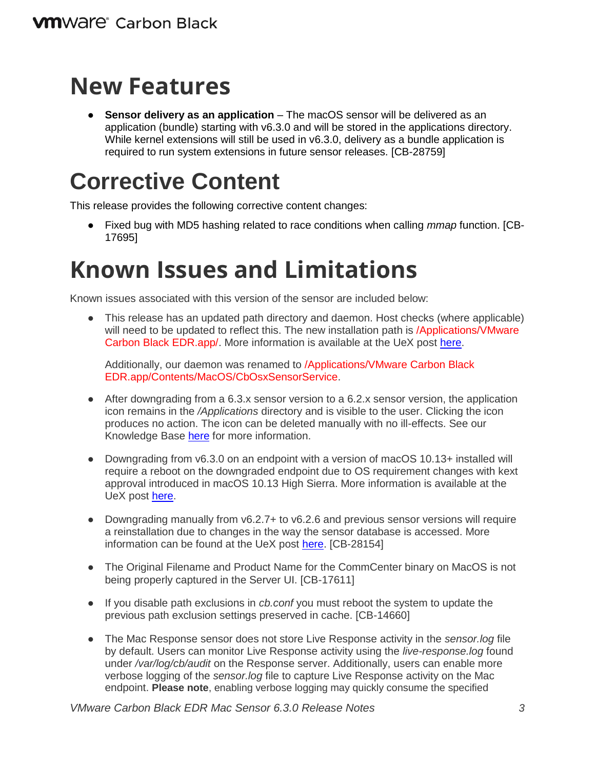# New Features

- **Sensor delivery as an application** – The macOS sensor will be delivered as an application (bundle) starting with v6.3.0 and will be stored in the applications directory. While kernel extensions will still be used in v6.3.0, delivery as a bundle application is required to run system extensions in future sensor releases. [CB-28759]

# Corrective Content

This release provides the following corrective content changes:

- Fixed bug with MD5 hashing related to race conditions when calling *mmap* function. [CB-17695]

# Known Issues and Limitations

Known issues associated with this version of the sensor are included below:

- This release has an updated path directory and daemon. Host checks (where applicable) will need to be updated to reflect this. The new installation path is /Applications/VMware Carbon Black EDR.app/. More information is available at the UeX post here.

  Additionally, our daemon was renamed to /Applications/VMware Carbon Black EDR.app/Contents/MacOS/CbOsxSensorService.

- After downgrading from a 6.3.x sensor version to a 6.2.x sensor version, the application icon remains in the */Applications* directory and is visible to the user. Clicking the icon produces no action. The icon can be deleted manually with no ill-effects. See our Knowledge Base here for more information.

- Downgrading from v6.3.0 on an endpoint with a version of macOS 10.13+ installed will require a reboot on the downgraded endpoint due to OS requirement changes with kext approval introduced in macOS 10.13 High Sierra. More information is available at the UeX post here.

- Downgrading manually from v6.2.7+ to v6.2.6 and previous sensor versions will require a reinstallation due to changes in the way the sensor database is accessed. More information can be found at the UeX post here. [CB-28154]

- The Original Filename and Product Name for the CommCenter binary on MacOS is not being properly captured in the Server UI. [CB-17611]

- If you disable path exclusions in *cb.conf* you must reboot the system to update the previous path exclusion settings preserved in cache. [CB-14660]

- The Mac Response sensor does not store Live Response activity in the *sensor.log* file by default. Users can monitor Live Response activity using the *live-response.log* found under */var/log/cb/audit* on the Response server. Additionally, users can enable more verbose logging of the *sensor.log* file to capture Live Response activity on the Mac endpoint. **Please note**, enabling verbose logging may quickly consume the specified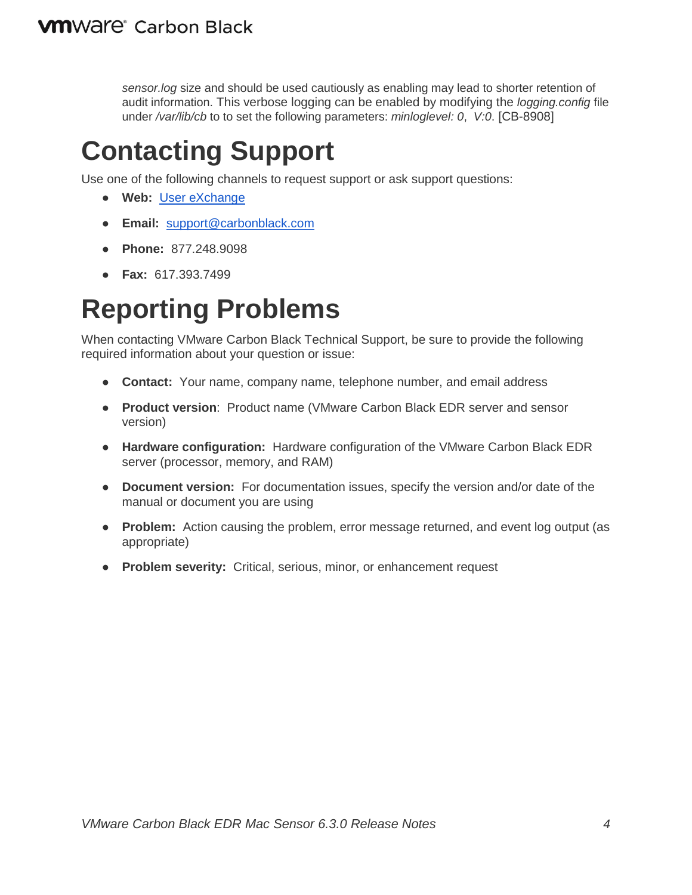*sensor.log* size and should be used cautiously as enabling may lead to shorter retention of audit information. This verbose logging can be enabled by modifying the *logging.config* file under */var/lib/cb* to to set the following parameters: *minloglevel: 0*, *V:0*. [CB-8908]

# Contacting Support

Use one of the following channels to request support or ask support questions:

- **Web:** User eXchange
- **Email:** support@carbonblack.com
- **Phone:** 877.248.9098
- **Fax:** 617.393.7499

# Reporting Problems

When contacting VMware Carbon Black Technical Support, be sure to provide the following required information about your question or issue:

- **Contact:** Your name, company name, telephone number, and email address
- **Product version**: Product name (VMware Carbon Black EDR server and sensor version)
- **Hardware configuration:** Hardware configuration of the VMware Carbon Black EDR server (processor, memory, and RAM)
- **Document version:** For documentation issues, specify the version and/or date of the manual or document you are using
- **Problem:** Action causing the problem, error message returned, and event log output (as appropriate)
- **Problem severity:** Critical, serious, minor, or enhancement request